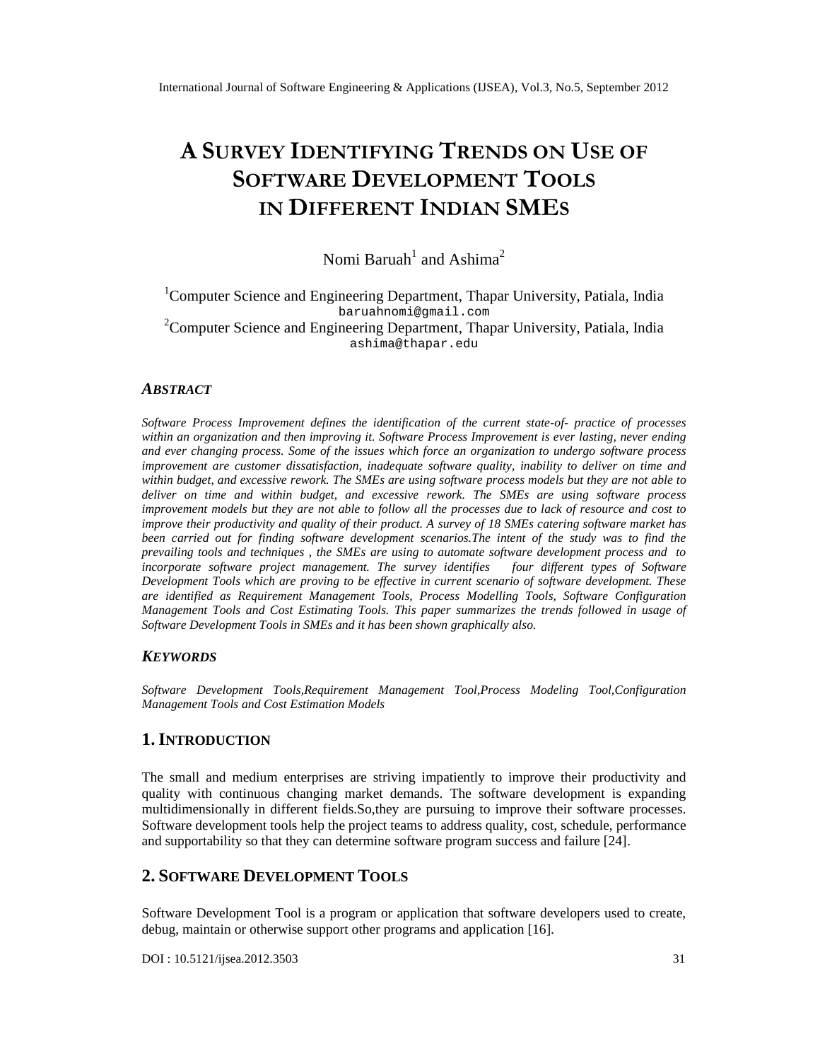// A SURVEY IDENTIFYING TRENDS ON USE OF SOFTWARE DEVELOPMENT TOOLS IN DIFFERENT INDIAN SMES

Nomi Baruah[1] and Ashima[2]

[1]Computer Science and Engineering Department, Thapar University, Patiala, India
baruahnomi@gmail.com

[2]Computer Science and Engineering Department, Thapar University, Patiala, India
ashima@thapar.edu

## ABSTRACT

*Software Process Improvement defines the identification of the current state-of- practice of processes within an organization and then improving it. Software Process Improvement is ever lasting, never ending and ever changing process. Some of the issues which force an organization to undergo software process improvement are customer dissatisfaction, inadequate software quality, inability to deliver on time and within budget, and excessive rework. The SMEs are using software process models but they are not able to deliver on time and within budget, and excessive rework. The SMEs are using software process improvement models but they are not able to follow all the processes due to lack of resource and cost to improve their productivity and quality of their product. A survey of 18 SMEs catering software market has been carried out for finding software development scenarios.The intent of the study was to find the prevailing tools and techniques , the SMEs are using to automate software development process and to incorporate software project management. The survey identifies four different types of Software Development Tools which are proving to be effective in current scenario of software development. These are identified as Requirement Management Tools, Process Modelling Tools, Software Configuration Management Tools and Cost Estimating Tools. This paper summarizes the trends followed in usage of Software Development Tools in SMEs and it has been shown graphically also.*

## KEYWORDS

*Software Development Tools,Requirement Management Tool,Process Modeling Tool,Configuration Management Tools and Cost Estimation Models*

## 1. INTRODUCTION

The small and medium enterprises are striving impatiently to improve their productivity and quality with continuous changing market demands. The software development is expanding multidimensionally in different fields.So,they are pursuing to improve their software processes. Software development tools help the project teams to address quality, cost, schedule, performance and supportability so that they can determine software program success and failure [24].

## 2. SOFTWARE DEVELOPMENT TOOLS

Software Development Tool is a program or application that software developers used to create, debug, maintain or otherwise support other programs and application [16].

DOI : 10.5121/ijsea.2012.3503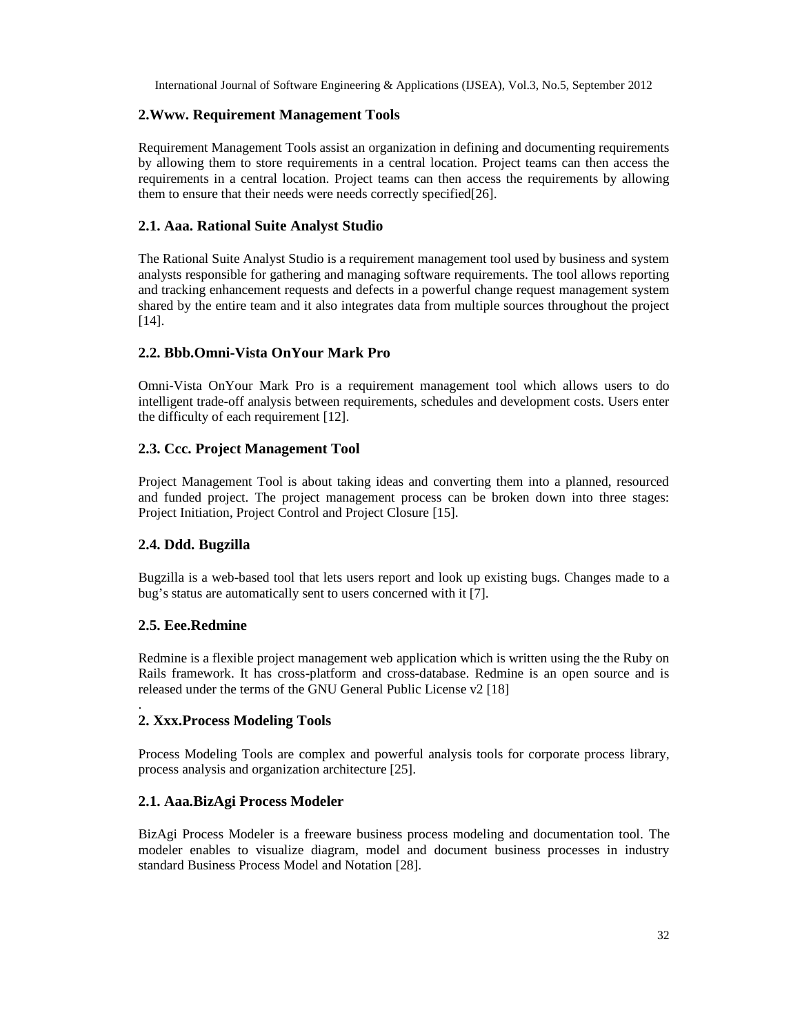## 2.Www. Requirement Management Tools

Requirement Management Tools assist an organization in defining and documenting requirements by allowing them to store requirements in a central location. Project teams can then access the requirements in a central location. Project teams can then access the requirements by allowing them to ensure that their needs were needs correctly specified[26].

### 2.1. Aaa. Rational Suite Analyst Studio

The Rational Suite Analyst Studio is a requirement management tool used by business and system analysts responsible for gathering and managing software requirements. The tool allows reporting and tracking enhancement requests and defects in a powerful change request management system shared by the entire team and it also integrates data from multiple sources throughout the project [14].

### 2.2. Bbb.Omni-Vista OnYour Mark Pro

Omni-Vista OnYour Mark Pro is a requirement management tool which allows users to do intelligent trade-off analysis between requirements, schedules and development costs. Users enter the difficulty of each requirement [12].

### 2.3. Ccc. Project Management Tool

Project Management Tool is about taking ideas and converting them into a planned, resourced and funded project. The project management process can be broken down into three stages: Project Initiation, Project Control and Project Closure [15].

### 2.4. Ddd. Bugzilla

Bugzilla is a web-based tool that lets users report and look up existing bugs. Changes made to a bug's status are automatically sent to users concerned with it [7].

### 2.5. Eee.Redmine

Redmine is a flexible project management web application which is written using the the Ruby on Rails framework. It has cross-platform and cross-database. Redmine is an open source and is released under the terms of the GNU General Public License v2 [18]

.

## 2. Xxx.Process Modeling Tools

Process Modeling Tools are complex and powerful analysis tools for corporate process library, process analysis and organization architecture [25].

### 2.1. Aaa.BizAgi Process Modeler

BizAgi Process Modeler is a freeware business process modeling and documentation tool. The modeler enables to visualize diagram, model and document business processes in industry standard Business Process Model and Notation [28].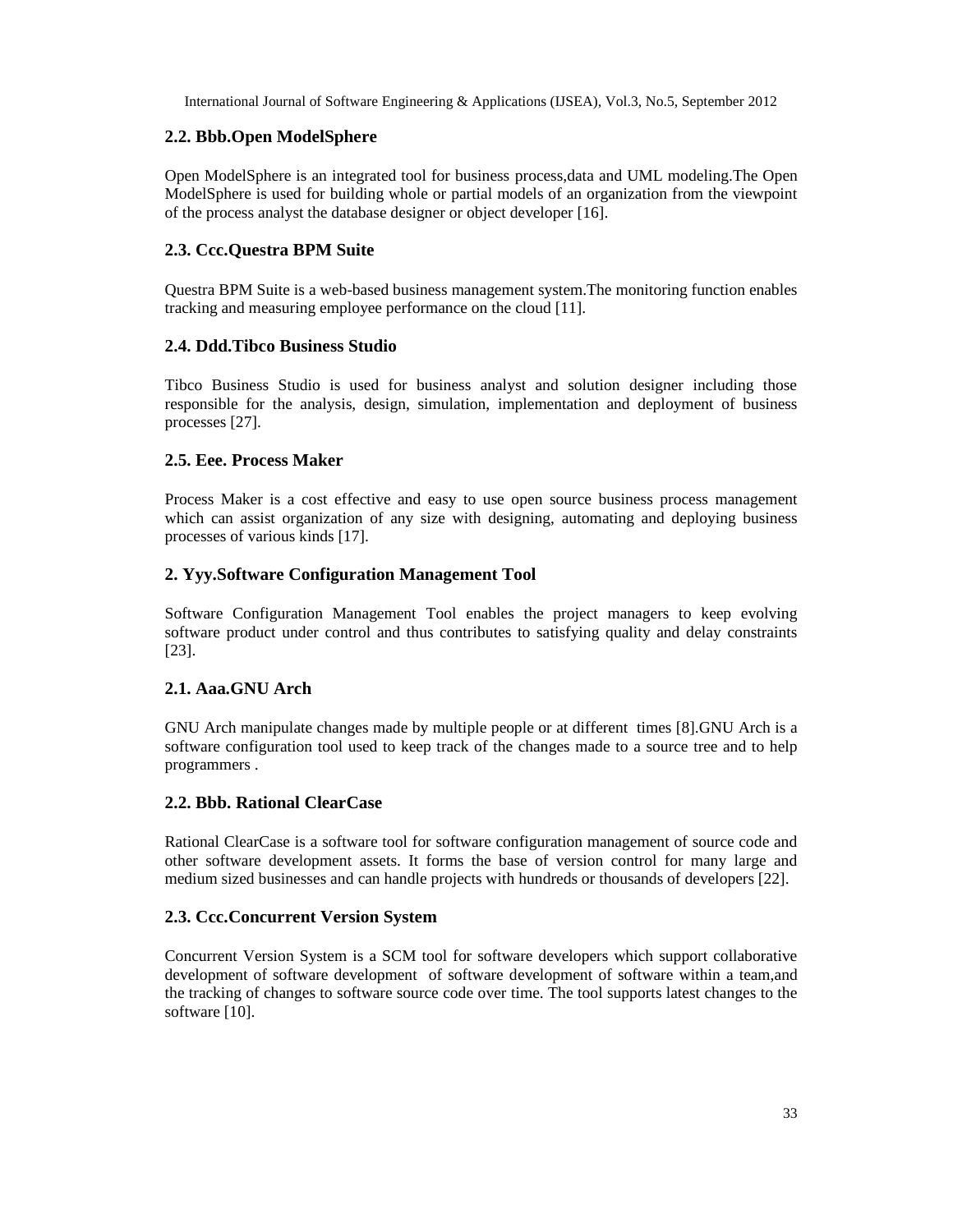### 2.2. Bbb.Open ModelSphere

Open ModelSphere is an integrated tool for business process,data and UML modeling.The Open ModelSphere is used for building whole or partial models of an organization from the viewpoint of the process analyst the database designer or object developer [16].

### 2.3. Ccc.Questra BPM Suite

Questra BPM Suite is a web-based business management system.The monitoring function enables tracking and measuring employee performance on the cloud [11].

### 2.4. Ddd.Tibco Business Studio

Tibco Business Studio is used for business analyst and solution designer including those responsible for the analysis, design, simulation, implementation and deployment of business processes [27].

### 2.5. Eee. Process Maker

Process Maker is a cost effective and easy to use open source business process management which can assist organization of any size with designing, automating and deploying business processes of various kinds [17].

### 2. Yyy.Software Configuration Management Tool

Software Configuration Management Tool enables the project managers to keep evolving software product under control and thus contributes to satisfying quality and delay constraints [23].

### 2.1. Aaa.GNU Arch

GNU Arch manipulate changes made by multiple people or at different times [8].GNU Arch is a software configuration tool used to keep track of the changes made to a source tree and to help programmers .

### 2.2. Bbb. Rational ClearCase

Rational ClearCase is a software tool for software configuration management of source code and other software development assets. It forms the base of version control for many large and medium sized businesses and can handle projects with hundreds or thousands of developers [22].

### 2.3. Ccc.Concurrent Version System

Concurrent Version System is a SCM tool for software developers which support collaborative development of software development of software development of software within a team,and the tracking of changes to software source code over time. The tool supports latest changes to the software [10].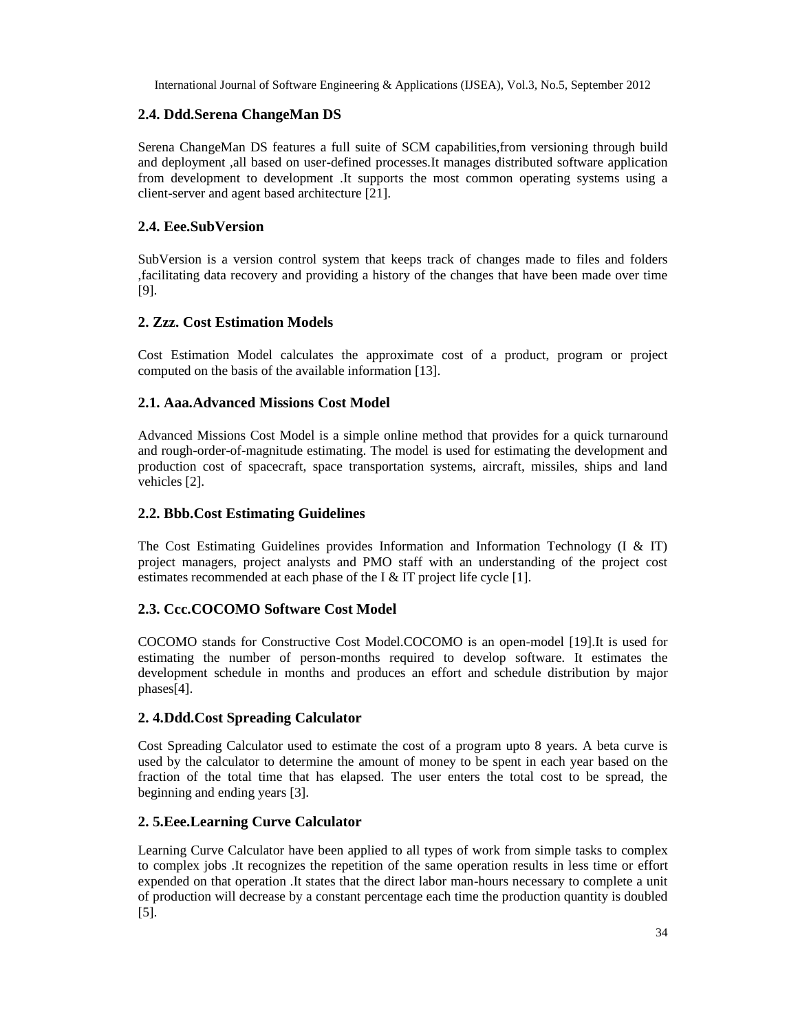### 2.4. Ddd.Serena ChangeMan DS

Serena ChangeMan DS features a full suite of SCM capabilities,from versioning through build and deployment ,all based on user-defined processes.It manages distributed software application from development to development .It supports the most common operating systems using a client-server and agent based architecture [21].

### 2.4. Eee.SubVersion

SubVersion is a version control system that keeps track of changes made to files and folders ,facilitating data recovery and providing a history of the changes that have been made over time [9].

### 2. Zzz. Cost Estimation Models

Cost Estimation Model calculates the approximate cost of a product, program or project computed on the basis of the available information [13].

### 2.1. Aaa.Advanced Missions Cost Model

Advanced Missions Cost Model is a simple online method that provides for a quick turnaround and rough-order-of-magnitude estimating. The model is used for estimating the development and production cost of spacecraft, space transportation systems, aircraft, missiles, ships and land vehicles [2].

### 2.2. Bbb.Cost Estimating Guidelines

The Cost Estimating Guidelines provides Information and Information Technology (I & IT) project managers, project analysts and PMO staff with an understanding of the project cost estimates recommended at each phase of the I & IT project life cycle [1].

### 2.3. Ccc.COCOMO Software Cost Model

COCOMO stands for Constructive Cost Model.COCOMO is an open-model [19].It is used for estimating the number of person-months required to develop software. It estimates the development schedule in months and produces an effort and schedule distribution by major phases[4].

### 2. 4.Ddd.Cost Spreading Calculator

Cost Spreading Calculator used to estimate the cost of a program upto 8 years. A beta curve is used by the calculator to determine the amount of money to be spent in each year based on the fraction of the total time that has elapsed. The user enters the total cost to be spread, the beginning and ending years [3].

### 2. 5.Eee.Learning Curve Calculator

Learning Curve Calculator have been applied to all types of work from simple tasks to complex to complex jobs .It recognizes the repetition of the same operation results in less time or effort expended on that operation .It states that the direct labor man-hours necessary to complete a unit of production will decrease by a constant percentage each time the production quantity is doubled [5].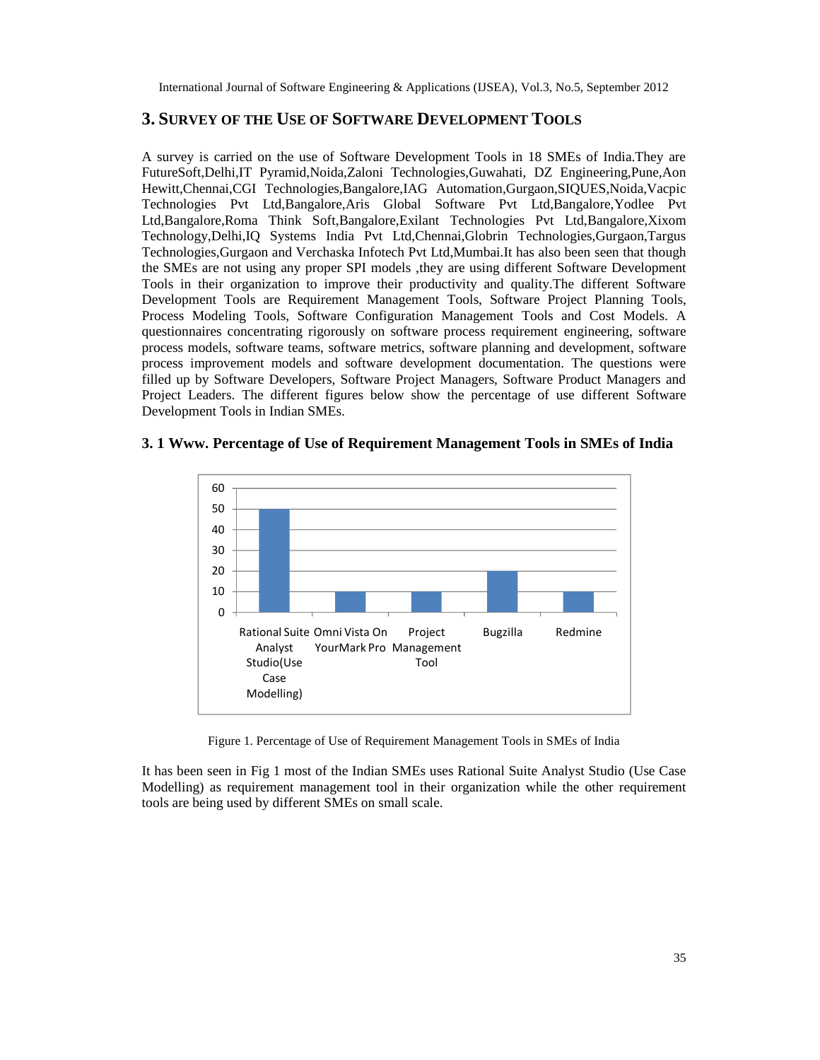## 3. Survey of the Use of Software Development Tools

A survey is carried on the use of Software Development Tools in 18 SMEs of India.They are FutureSoft,Delhi,IT Pyramid,Noida,Zaloni Technologies,Guwahati, DZ Engineering,Pune,Aon Hewitt,Chennai,CGI Technologies,Bangalore,IAG Automation,Gurgaon,SIQUES,Noida,Vacpic Technologies Pvt Ltd,Bangalore,Aris Global Software Pvt Ltd,Bangalore,Yodlee Pvt Ltd,Bangalore,Roma Think Soft,Bangalore,Exilant Technologies Pvt Ltd,Bangalore,Xixom Technology,Delhi,IQ Systems India Pvt Ltd,Chennai,Globrin Technologies,Gurgaon,Targus Technologies,Gurgaon and Verchaska Infotech Pvt Ltd,Mumbai.It has also been seen that though the SMEs are not using any proper SPI models ,they are using different Software Development Tools in their organization to improve their productivity and quality.The different Software Development Tools are Requirement Management Tools, Software Project Planning Tools, Process Modeling Tools, Software Configuration Management Tools and Cost Models. A questionnaires concentrating rigorously on software process requirement engineering, software process models, software teams, software metrics, software planning and development, software process improvement models and software development documentation. The questions were filled up by Software Developers, Software Project Managers, Software Product Managers and Project Leaders. The different figures below show the percentage of use different Software Development Tools in Indian SMEs.

### 3. 1 Www. Percentage of Use of Requirement Management Tools in SMEs of India

Figure 1. Percentage of Use of Requirement Management Tools in SMEs of India

It has been seen in Fig 1 most of the Indian SMEs uses Rational Suite Analyst Studio (Use Case Modelling) as requirement management tool in their organization while the other requirement tools are being used by different SMEs on small scale.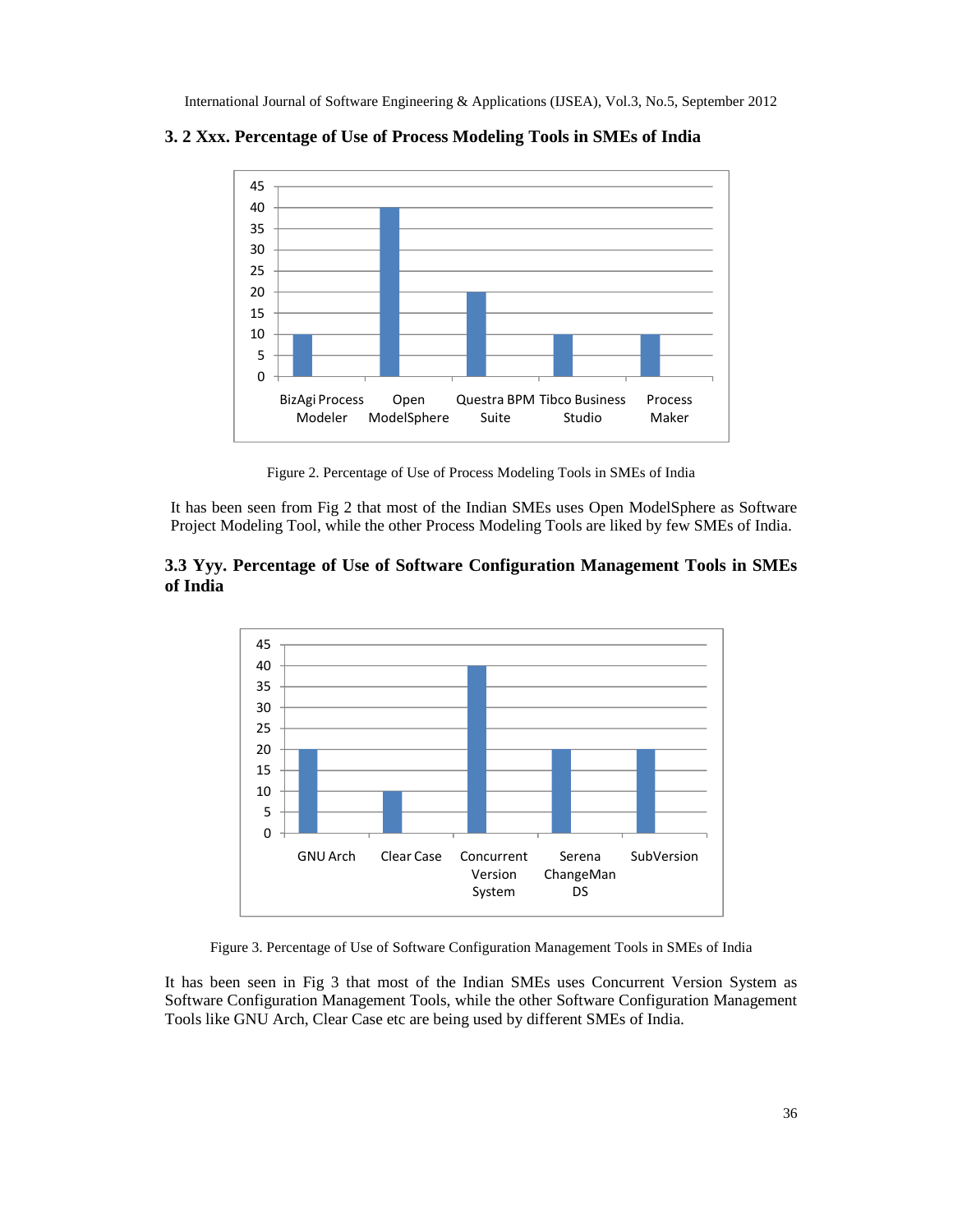### 3. 2 Xxx. Percentage of Use of Process Modeling Tools in SMEs of India

Figure 2. Percentage of Use of Process Modeling Tools in SMEs of India

It has been seen from Fig 2 that most of the Indian SMEs uses Open ModelSphere as Software Project Modeling Tool, while the other Process Modeling Tools are liked by few SMEs of India.

### 3.3 Yyy. Percentage of Use of Software Configuration Management Tools in SMEs of India

Figure 3. Percentage of Use of Software Configuration Management Tools in SMEs of India

It has been seen in Fig 3 that most of the Indian SMEs uses Concurrent Version System as Software Configuration Management Tools, while the other Software Configuration Management Tools like GNU Arch, Clear Case etc are being used by different SMEs of India.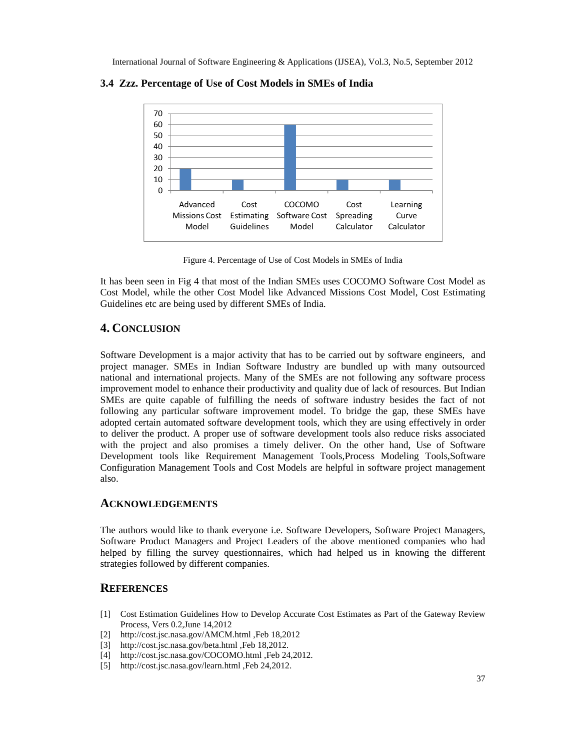### 3.4 Zzz. Percentage of Use of Cost Models in SMEs of India

Figure 4. Percentage of Use of Cost Models in SMEs of India

It has been seen in Fig 4 that most of the Indian SMEs uses COCOMO Software Cost Model as Cost Model, while the other Cost Model like Advanced Missions Cost Model, Cost Estimating Guidelines etc are being used by different SMEs of India.

## 4. CONCLUSION

Software Development is a major activity that has to be carried out by software engineers, and project manager. SMEs in Indian Software Industry are bundled up with many outsourced national and international projects. Many of the SMEs are not following any software process improvement model to enhance their productivity and quality due of lack of resources. But Indian SMEs are quite capable of fulfilling the needs of software industry besides the fact of not following any particular software improvement model. To bridge the gap, these SMEs have adopted certain automated software development tools, which they are using effectively in order to deliver the product. A proper use of software development tools also reduce risks associated with the project and also promises a timely deliver. On the other hand, Use of Software Development tools like Requirement Management Tools,Process Modeling Tools,Software Configuration Management Tools and Cost Models are helpful in software project management also.

## ACKNOWLEDGEMENTS

The authors would like to thank everyone i.e. Software Developers, Software Project Managers, Software Product Managers and Project Leaders of the above mentioned companies who had helped by filling the survey questionnaires, which had helped us in knowing the different strategies followed by different companies.

## REFERENCES

[1] Cost Estimation Guidelines How to Develop Accurate Cost Estimates as Part of the Gateway Review Process, Vers 0.2,June 14,2012

[2] http://cost.jsc.nasa.gov/AMCM.html ,Feb 18,2012

[3] http://cost.jsc.nasa.gov/beta.html ,Feb 18,2012.

[4] http://cost.jsc.nasa.gov/COCOMO.html ,Feb 24,2012.

[5] http://cost.jsc.nasa.gov/learn.html ,Feb 24,2012.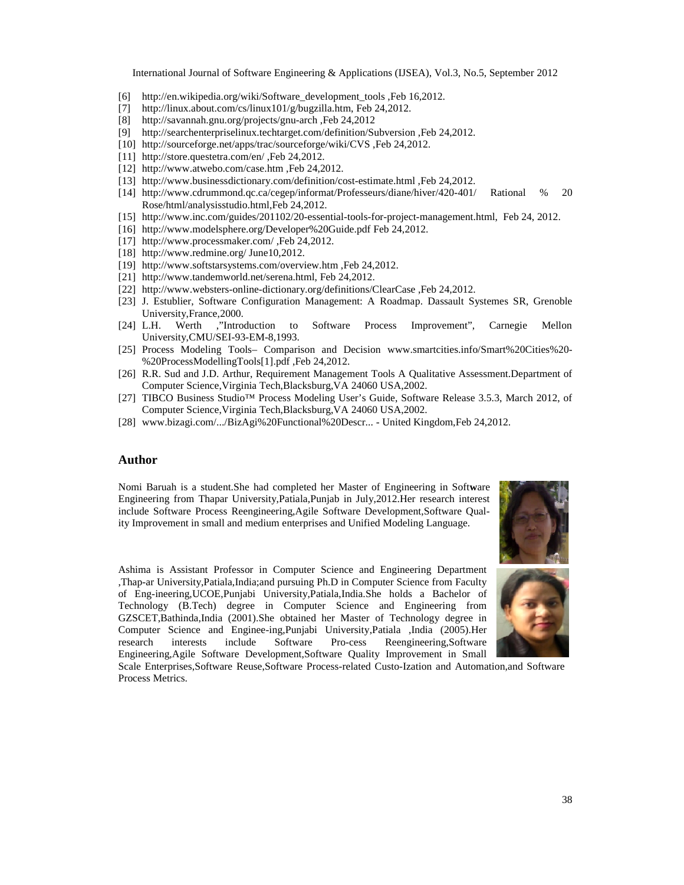[6] http://en.wikipedia.org/wiki/Software_development_tools ,Feb 16,2012.
[7] http://linux.about.com/cs/linux101/g/bugzilla.htm, Feb 24,2012.
[8] http://savannah.gnu.org/projects/gnu-arch ,Feb 24,2012
[9] http://searchenterpriselinux.techtarget.com/definition/Subversion ,Feb 24,2012.
[10] http://sourceforge.net/apps/trac/sourceforge/wiki/CVS ,Feb 24,2012.
[11] http://store.questetra.com/en/ ,Feb 24,2012.
[12] http://www.atwebo.com/case.htm ,Feb 24,2012.
[13] http://www.businessdictionary.com/definition/cost-estimate.html ,Feb 24,2012.
[14] http://www.cdrummond.qc.ca/cegep/informat/Professeurs/diane/hiver/420-401/ Rational % 20 Rose/html/analysisstudio.html,Feb 24,2012.
[15] http://www.inc.com/guides/201102/20-essential-tools-for-project-management.html, Feb 24, 2012.
[16] http://www.modelsphere.org/Developer%20Guide.pdf Feb 24,2012.
[17] http://www.processmaker.com/ ,Feb 24,2012.
[18] http://www.redmine.org/ June10,2012.
[19] http://www.softstarsystems.com/overview.htm ,Feb 24,2012.
[21] http://www.tandemworld.net/serena.html, Feb 24,2012.
[22] http://www.websters-online-dictionary.org/definitions/ClearCase ,Feb 24,2012.
[23] J. Estublier, Software Configuration Management: A Roadmap. Dassault Systemes SR, Grenoble University,France,2000.
[24] L.H. Werth ,"Introduction to Software Process Improvement", Carnegie Mellon University,CMU/SEI-93-EM-8,1993.
[25] Process Modeling Tools– Comparison and Decision www.smartcities.info/Smart%20Cities%20-%20ProcessModellingTools[1].pdf ,Feb 24,2012.
[26] R.R. Sud and J.D. Arthur, Requirement Management Tools A Qualitative Assessment.Department of Computer Science,Virginia Tech,Blacksburg,VA 24060 USA,2002.
[27] TIBCO Business Studio™ Process Modeling User's Guide, Software Release 3.5.3, March 2012, of Computer Science,Virginia Tech,Blacksburg,VA 24060 USA,2002.
[28] www.bizagi.com/.../BizAgi%20Functional%20Descr... - United Kingdom,Feb 24,2012.

## Author

Nomi Baruah is a student.She had completed her Master of Engineering in Software Engineering from Thapar University,Patiala,Punjab in July,2012.Her research interest include Software Process Reengineering,Agile Software Development,Software Quality Improvement in small and medium enterprises and Unified Modeling Language.

Ashima is Assistant Professor in Computer Science and Engineering Department ,Thap-ar University,Patiala,India;and pursuing Ph.D in Computer Science from Faculty of Eng-ineering,UCOE,Punjabi University,Patiala,India.She holds a Bachelor of Technology (B.Tech) degree in Computer Science and Engineering from GZSCET,Bathinda,India (2001).She obtained her Master of Technology degree in Computer Science and Enginee-ing,Punjabi University,Patiala ,India (2005).Her research interests include Software Pro-cess Reengineering,Software Engineering,Agile Software Development,Software Quality Improvement in Small Scale Enterprises,Software Reuse,Software Process-related Custo-Ization and Automation,and Software Process Metrics.